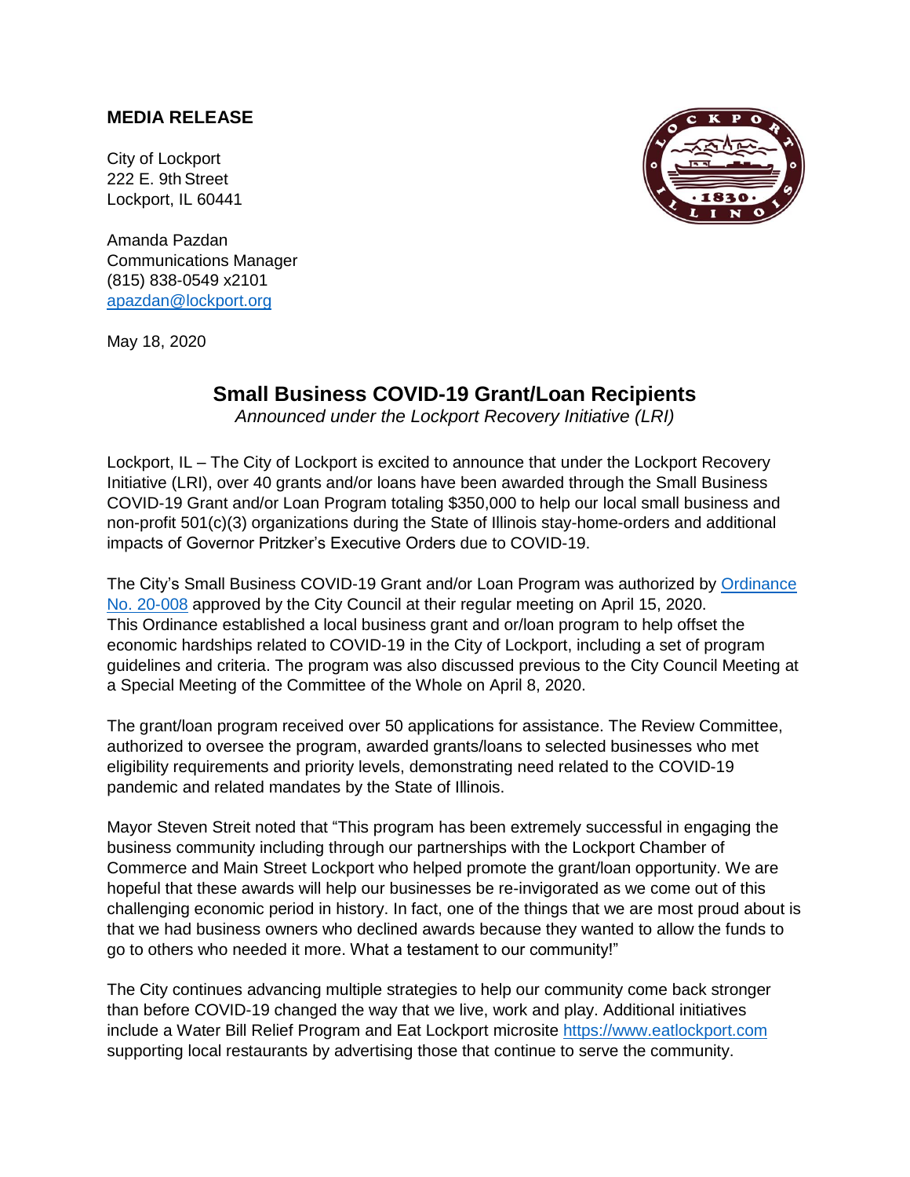## MEDIA RELEASE

City of Lockport
222 E. 9th Street
Lockport, IL 60441

Amanda Pazdan
Communications Manager
(815) 838-0549 x2101
apazdan@lockport.org

May 18, 2020

# Small Business COVID-19 Grant/Loan Recipients

*Announced under the Lockport Recovery Initiative (LRI)*

Lockport, IL – The City of Lockport is excited to announce that under the Lockport Recovery Initiative (LRI), over 40 grants and/or loans have been awarded through the Small Business COVID-19 Grant and/or Loan Program totaling $350,000 to help our local small business and non-profit 501(c)(3) organizations during the State of Illinois stay-home-orders and additional impacts of Governor Pritzker's Executive Orders due to COVID-19.

The City's Small Business COVID-19 Grant and/or Loan Program was authorized by Ordinance No. 20-008 approved by the City Council at their regular meeting on April 15, 2020. This Ordinance established a local business grant and or/loan program to help offset the economic hardships related to COVID-19 in the City of Lockport, including a set of program guidelines and criteria. The program was also discussed previous to the City Council Meeting at a Special Meeting of the Committee of the Whole on April 8, 2020.

The grant/loan program received over 50 applications for assistance. The Review Committee, authorized to oversee the program, awarded grants/loans to selected businesses who met eligibility requirements and priority levels, demonstrating need related to the COVID-19 pandemic and related mandates by the State of Illinois.

Mayor Steven Streit noted that "This program has been extremely successful in engaging the business community including through our partnerships with the Lockport Chamber of Commerce and Main Street Lockport who helped promote the grant/loan opportunity. We are hopeful that these awards will help our businesses be re-invigorated as we come out of this challenging economic period in history. In fact, one of the things that we are most proud about is that we had business owners who declined awards because they wanted to allow the funds to go to others who needed it more. What a testament to our community!"

The City continues advancing multiple strategies to help our community come back stronger than before COVID-19 changed the way that we live, work and play. Additional initiatives include a Water Bill Relief Program and Eat Lockport microsite https://www.eatlockport.com supporting local restaurants by advertising those that continue to serve the community.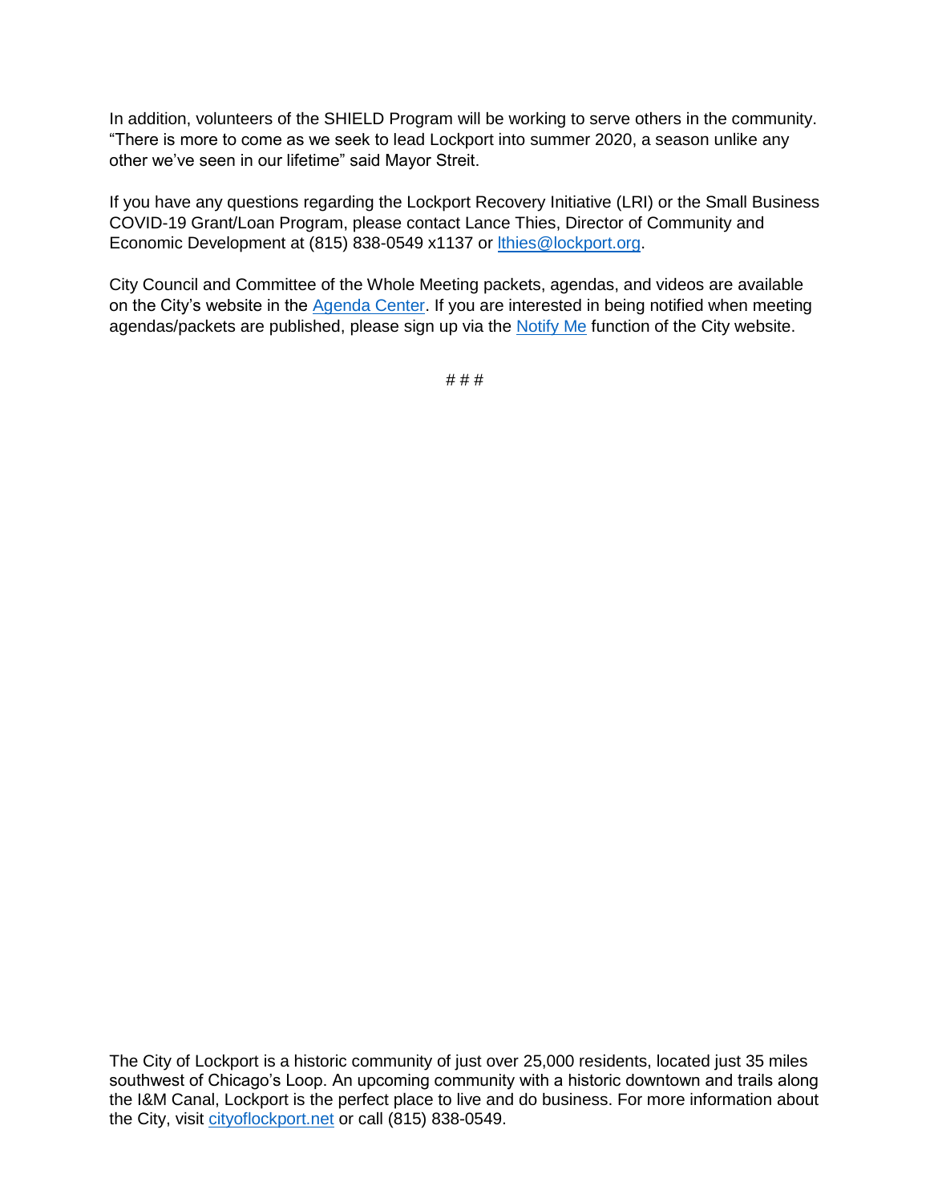In addition, volunteers of the SHIELD Program will be working to serve others in the community. "There is more to come as we seek to lead Lockport into summer 2020, a season unlike any other we've seen in our lifetime" said Mayor Streit.

If you have any questions regarding the Lockport Recovery Initiative (LRI) or the Small Business COVID-19 Grant/Loan Program, please contact Lance Thies, Director of Community and Economic Development at (815) 838-0549 x1137 or lthies@lockport.org.

City Council and Committee of the Whole Meeting packets, agendas, and videos are available on the City's website in the Agenda Center. If you are interested in being notified when meeting agendas/packets are published, please sign up via the Notify Me function of the City website.

# # #

The City of Lockport is a historic community of just over 25,000 residents, located just 35 miles southwest of Chicago's Loop. An upcoming community with a historic downtown and trails along the I&M Canal, Lockport is the perfect place to live and do business. For more information about the City, visit cityoflockport.net or call (815) 838-0549.